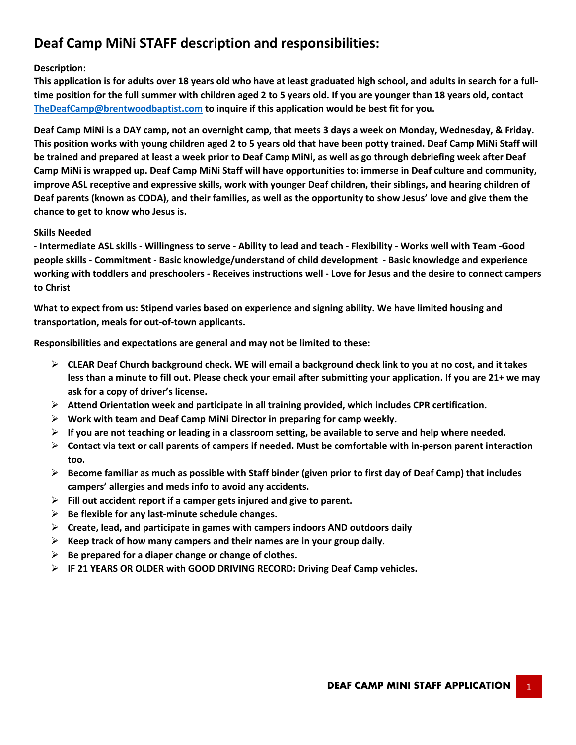# Deaf Camp MiNi STAFF description and responsibilities:

**Description:**

**This application is for adults over 18 years old who have at least graduated high school, and adults in search for a full-time position for the full summer with children aged 2 to 5 years old. If you are younger than 18 years old, contact [TheDeafCamp@brentwoodbaptist.com](mailto:TheDeafCamp@brentwoodbaptist.com) to inquire if this application would be best fit for you.**

**Deaf Camp MiNi is a DAY camp, not an overnight camp, that meets 3 days a week on Monday, Wednesday, & Friday. This position works with young children aged 2 to 5 years old that have been potty trained. Deaf Camp MiNi Staff will be trained and prepared at least a week prior to Deaf Camp MiNi, as well as go through debriefing week after Deaf Camp MiNi is wrapped up. Deaf Camp MiNi Staff will have opportunities to: immerse in Deaf culture and community, improve ASL receptive and expressive skills, work with younger Deaf children, their siblings, and hearing children of Deaf parents (known as CODA), and their families, as well as the opportunity to show Jesus' love and give them the chance to get to know who Jesus is.**

**Skills Needed**

**- Intermediate ASL skills - Willingness to serve - Ability to lead and teach - Flexibility - Works well with Team -Good people skills - Commitment - Basic knowledge/understand of child development - Basic knowledge and experience working with toddlers and preschoolers - Receives instructions well - Love for Jesus and the desire to connect campers to Christ**

**What to expect from us: Stipend varies based on experience and signing ability. We have limited housing and transportation, meals for out-of-town applicants.**

**Responsibilities and expectations are general and may not be limited to these:**

- **CLEAR Deaf Church background check. WE will email a background check link to you at no cost, and it takes less than a minute to fill out. Please check your email after submitting your application. If you are 21+ we may ask for a copy of driver's license.**
- **Attend Orientation week and participate in all training provided, which includes CPR certification.**
- **Work with team and Deaf Camp MiNi Director in preparing for camp weekly.**
- **If you are not teaching or leading in a classroom setting, be available to serve and help where needed.**
- **Contact via text or call parents of campers if needed. Must be comfortable with in-person parent interaction too.**
- **Become familiar as much as possible with Staff binder (given prior to first day of Deaf Camp) that includes campers' allergies and meds info to avoid any accidents.**
- **Fill out accident report if a camper gets injured and give to parent.**
- **Be flexible for any last-minute schedule changes.**
- **Create, lead, and participate in games with campers indoors AND outdoors daily**
- **Keep track of how many campers and their names are in your group daily.**
- **Be prepared for a diaper change or change of clothes.**
- **IF 21 YEARS OR OLDER with GOOD DRIVING RECORD: Driving Deaf Camp vehicles.**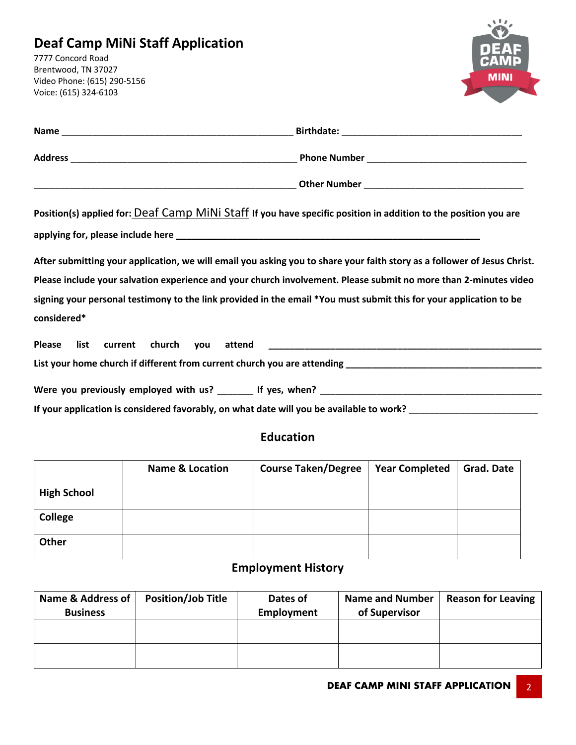# Deaf Camp MiNi Staff Application

7777 Concord Road
Brentwood, TN 37027
Video Phone: (615) 290-5156
Voice: (615) 324-6103

**Name** ______________________________________________ **Birthdate:** ____________________________________

**Address** ____________________________________________ **Phone Number** ______________________________

____________________________________________________ **Other Number** ______________________________

**Position(s) applied for:** Deaf Camp MiNi Staff **If you have specific position in addition to the position you are applying for, please include here** ____________________________________________________________

**After submitting your application, we will email you asking you to share your faith story as a follower of Jesus Christ. Please include your salvation experience and your church involvement. Please submit no more than 2-minutes video signing your personal testimony to the link provided in the email *You must submit this for your application to be considered***

**Please list current church you attend** ______________________________________________________

**List your home church if different from current church you are attending** ______________________________________

**Were you previously employed with us?** _______ **If yes, when?** ____________________________________________

**If your application is considered favorably, on what date will you be available to work?** ________________________

## Education

| | Name & Location | Course Taken/Degree | Year Completed | Grad. Date |
|---|---|---|---|---|
| **High School** | | | | |
| **College** | | | | |
| **Other** | | | | |

## Employment History

| Name & Address of Business | Position/Job Title | Dates of Employment | Name and Number of Supervisor | Reason for Leaving |
|---|---|---|---|---|
| | | | | |
| | | | | |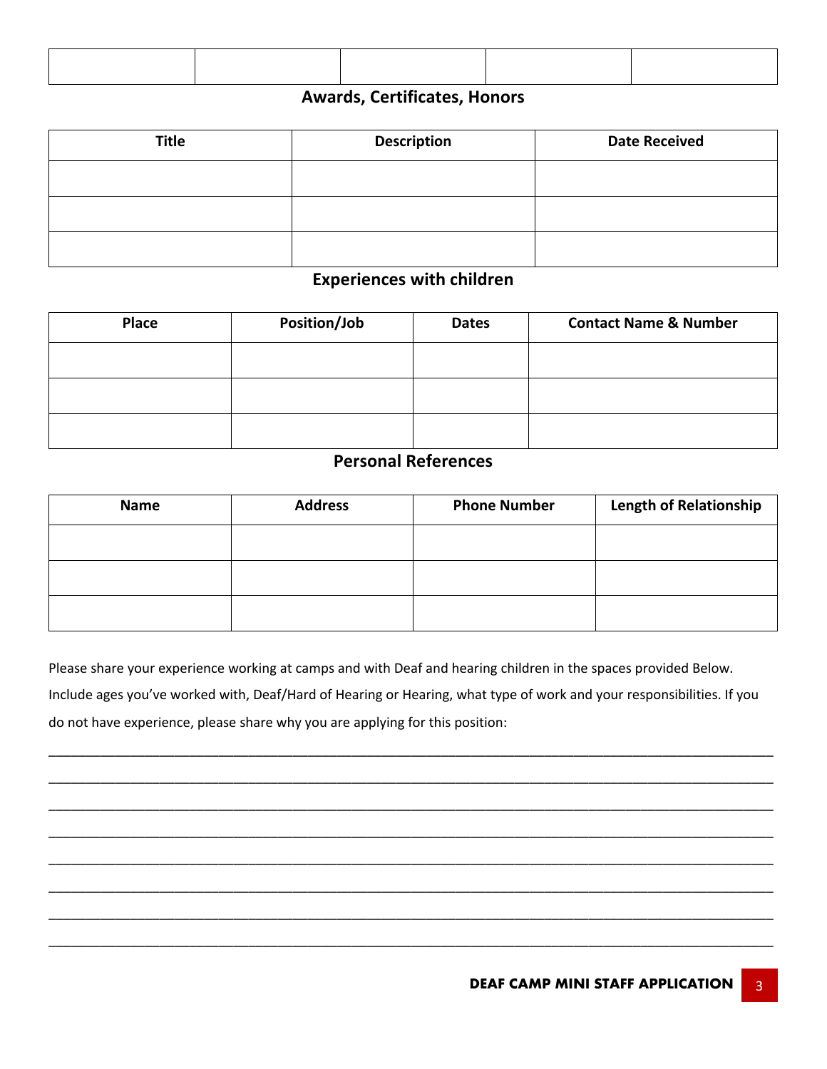| | | | | |
|---|---|---|---|---|
| | | | | |

## Awards, Certificates, Honors

| Title | Description | Date Received |
|---|---|---|
| | | |
| | | |
| | | |

## Experiences with children

| Place | Position/Job | Dates | Contact Name & Number |
|---|---|---|---|
| | | | |
| | | | |
| | | | |

## Personal References

| Name | Address | Phone Number | Length of Relationship |
|---|---|---|---|
| | | | |
| | | | |
| | | | |

Please share your experience working at camps and with Deaf and hearing children in the spaces provided Below. Include ages you've worked with, Deaf/Hard of Hearing or Hearing, what type of work and your responsibilities. If you do not have experience, please share why you are applying for this position:

_____________________________________________________________________________________________

_____________________________________________________________________________________________

_____________________________________________________________________________________________

_____________________________________________________________________________________________

_____________________________________________________________________________________________

_____________________________________________________________________________________________

_____________________________________________________________________________________________

_____________________________________________________________________________________________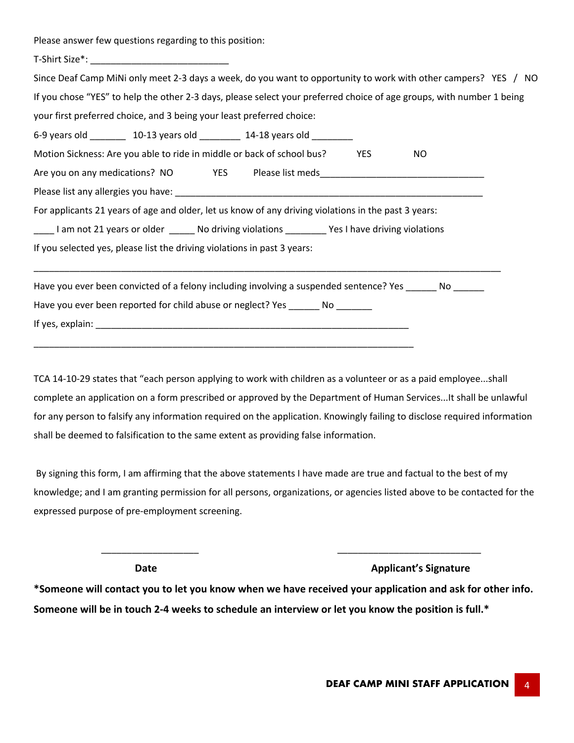Please answer few questions regarding to this position:

T-Shirt Size*: ___________________________

Since Deaf Camp MiNi only meet 2-3 days a week, do you want to opportunity to work with other campers? YES / NO

If you chose "YES" to help the other 2-3 days, please select your preferred choice of age groups, with number 1 being your first preferred choice, and 3 being your least preferred choice:

6-9 years old _______ 10-13 years old ________ 14-18 years old ________

Motion Sickness: Are you able to ride in middle or back of school bus? YES NO

Are you on any medications? NO YES Please list meds________________________________

Please list any allergies you have: _______________________________________________________________

For applicants 21 years of age and older, let us know of any driving violations in the past 3 years:

____ I am not 21 years or older _____ No driving violations ________ Yes I have driving violations

If you selected yes, please list the driving violations in past 3 years:

_____________________________________________________________________________________________

Have you ever been convicted of a felony including involving a suspended sentence? Yes ______ No ______

Have you ever been reported for child abuse or neglect? Yes ______ No _______

If yes, explain: _______________________________________________________________

___________________________________________________________________________

TCA 14-10-29 states that "each person applying to work with children as a volunteer or as a paid employee...shall complete an application on a form prescribed or approved by the Department of Human Services...It shall be unlawful for any person to falsify any information required on the application. Knowingly failing to disclose required information shall be deemed to falsification to the same extent as providing false information.

By signing this form, I am affirming that the above statements I have made are true and factual to the best of my knowledge; and I am granting permission for all persons, organizations, or agencies listed above to be contacted for the expressed purpose of pre-employment screening.

___________________ ___________________________

**Date** **Applicant's Signature**

**\*Someone will contact you to let you know when we have received your application and ask for other info. Someone will be in touch 2-4 weeks to schedule an interview or let you know the position is full.\***